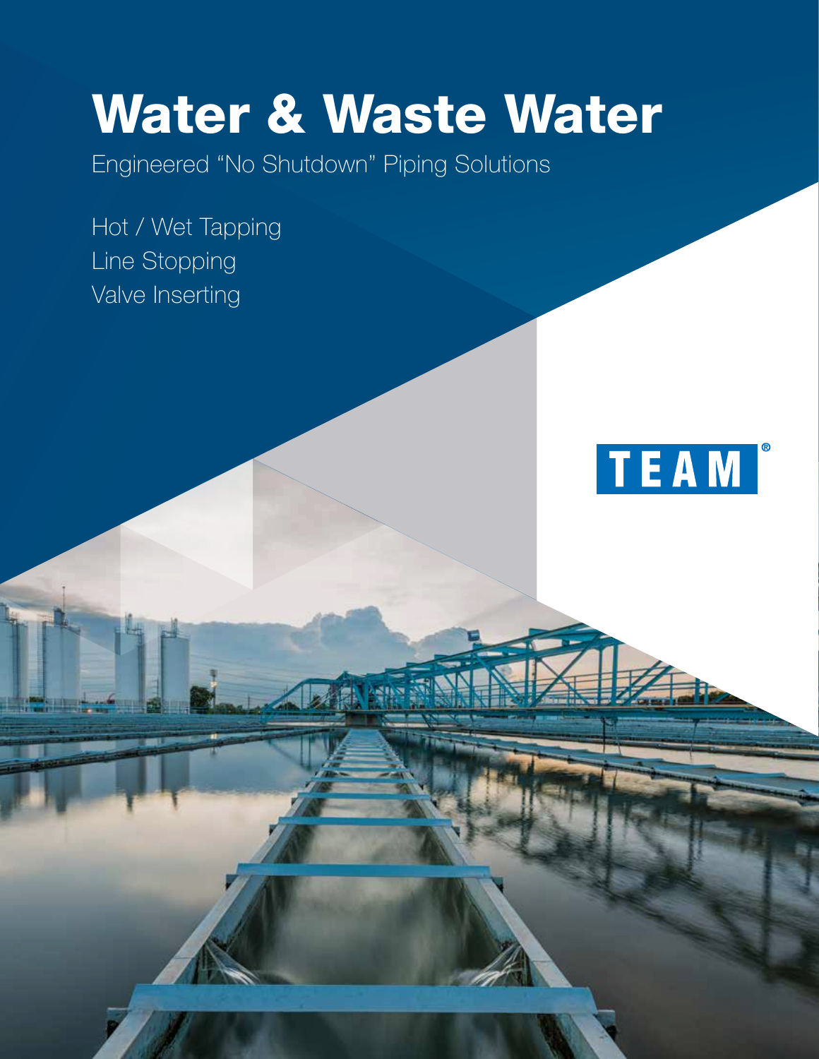# Water & Waste Water

Engineered “No Shutdown” Piping Solutions

Hot / Wet Tapping
Line Stopping
Valve Inserting

TEAM®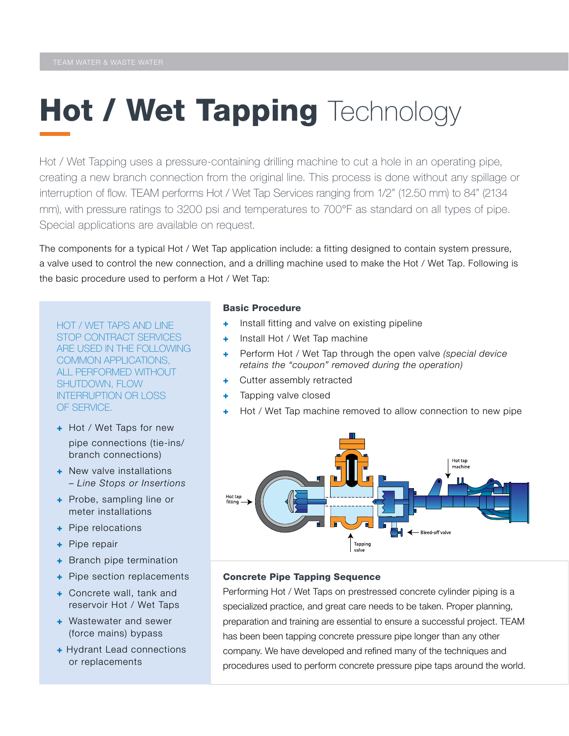# **Hot / Wet Tapping** Technology

Hot / Wet Tapping uses a pressure-containing drilling machine to cut a hole in an operating pipe, creating a new branch connection from the original line. This process is done without any spillage or interruption of flow. TEAM performs Hot / Wet Tap Services ranging from 1/2" (12.50 mm) to 84" (2134 mm), with pressure ratings to 3200 psi and temperatures to 700°F as standard on all types of pipe. Special applications are available on request.

The components for a typical Hot / Wet Tap application include: a fitting designed to contain system pressure, a valve used to control the new connection, and a drilling machine used to make the Hot / Wet Tap. Following is the basic procedure used to perform a Hot / Wet Tap:

HOT / WET TAPS AND LINE STOP CONTRACT SERVICES ARE USED IN THE FOLLOWING COMMON APPLICATIONS, ALL PERFORMED WITHOUT SHUTDOWN, FLOW INTERRUPTION OR LOSS OF SERVICE.

- Hot / Wet Taps for new pipe connections (tie-ins/ branch connections)
- New valve installations – *Line Stops or Insertions*
- Probe, sampling line or meter installations
- Pipe relocations
- Pipe repair
- Branch pipe termination
- Pipe section replacements
- Concrete wall, tank and reservoir Hot / Wet Taps
- Wastewater and sewer (force mains) bypass
- Hydrant Lead connections or replacements

### Basic Procedure

- Install fitting and valve on existing pipeline
- Install Hot / Wet Tap machine
- Perform Hot / Wet Tap through the open valve *(special device retains the "coupon" removed during the operation)*
- Cutter assembly retracted
- Tapping valve closed
- Hot / Wet Tap machine removed to allow connection to new pipe

Hot tap fitting — Tapping valve — Hot tap machine — Bleed-off valve

### Concrete Pipe Tapping Sequence

Performing Hot / Wet Taps on prestressed concrete cylinder piping is a specialized practice, and great care needs to be taken. Proper planning, preparation and training are essential to ensure a successful project. TEAM has been been tapping concrete pressure pipe longer than any other company. We have developed and refined many of the techniques and procedures used to perform concrete pressure pipe taps around the world.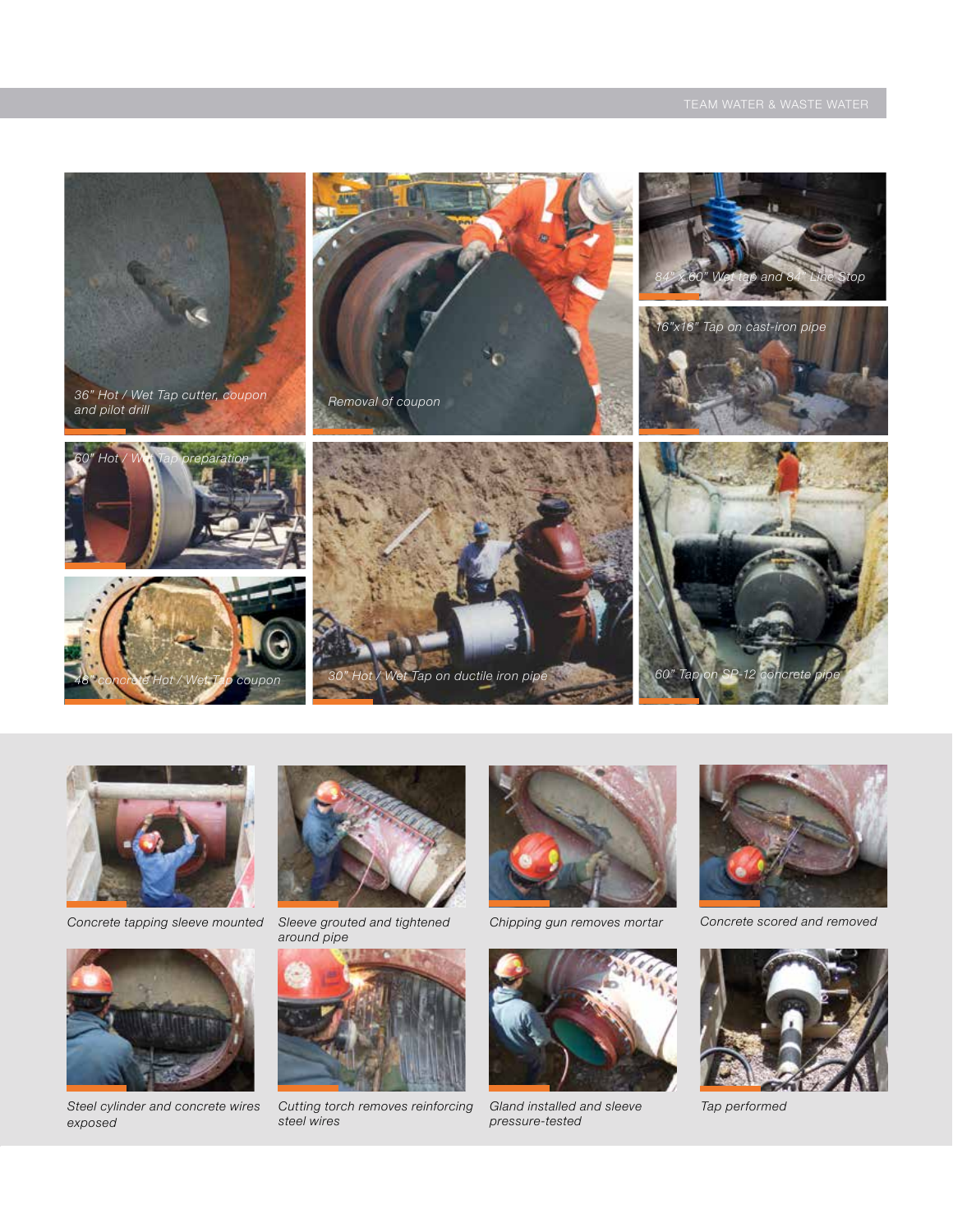36" Hot / Wet Tap cutter, coupon and pilot drill

Removal of coupon

84" x 60" Wet tap and 84" Line Stop

16"x16" Tap on cast-iron pipe

60" Hot / Wet Tap preparation

48" concrete Hot / Wet Tap coupon

30" Hot / Wet Tap on ductile iron pipe

60" Tap on SP-12 concrete pipe

Concrete tapping sleeve mounted

Sleeve grouted and tightened around pipe

Chipping gun removes mortar

Concrete scored and removed

Steel cylinder and concrete wires exposed

Cutting torch removes reinforcing steel wires

Gland installed and sleeve pressure-tested

Tap performed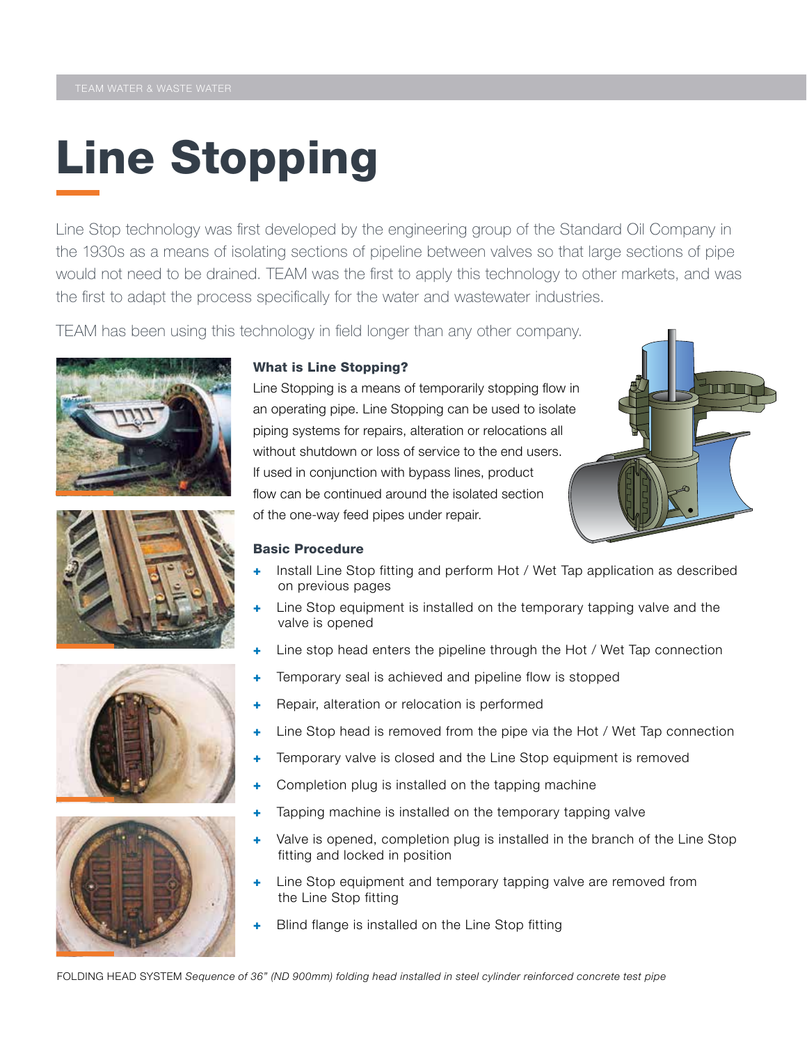# Line Stopping

Line Stop technology was first developed by the engineering group of the Standard Oil Company in the 1930s as a means of isolating sections of pipeline between valves so that large sections of pipe would not need to be drained. TEAM was the first to apply this technology to other markets, and was the first to adapt the process specifically for the water and wastewater industries.

TEAM has been using this technology in field longer than any other company.

### What is Line Stopping?

Line Stopping is a means of temporarily stopping flow in an operating pipe. Line Stopping can be used to isolate piping systems for repairs, alteration or relocations all without shutdown or loss of service to the end users. If used in conjunction with bypass lines, product flow can be continued around the isolated section of the one-way feed pipes under repair.

### Basic Procedure

- Install Line Stop fitting and perform Hot / Wet Tap application as described on previous pages
- Line Stop equipment is installed on the temporary tapping valve and the valve is opened
- Line stop head enters the pipeline through the Hot / Wet Tap connection
- Temporary seal is achieved and pipeline flow is stopped
- Repair, alteration or relocation is performed
- Line Stop head is removed from the pipe via the Hot / Wet Tap connection
- Temporary valve is closed and the Line Stop equipment is removed
- Completion plug is installed on the tapping machine
- Tapping machine is installed on the temporary tapping valve
- Valve is opened, completion plug is installed in the branch of the Line Stop fitting and locked in position
- Line Stop equipment and temporary tapping valve are removed from the Line Stop fitting
- Blind flange is installed on the Line Stop fitting

FOLDING HEAD SYSTEM *Sequence of 36" (ND 900mm) folding head installed in steel cylinder reinforced concrete test pipe*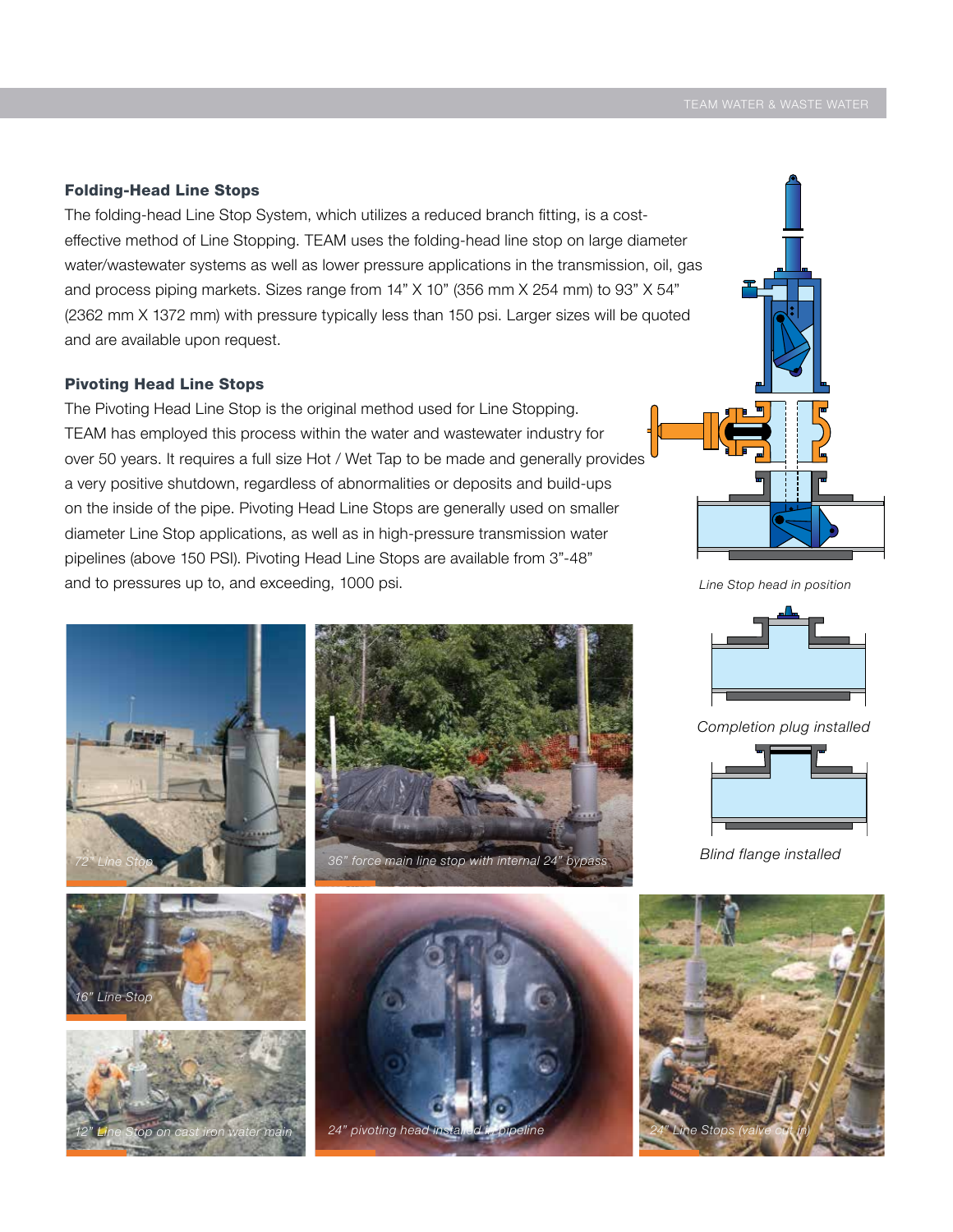### Folding-Head Line Stops

The folding-head Line Stop System, which utilizes a reduced branch fitting, is a cost-effective method of Line Stopping. TEAM uses the folding-head line stop on large diameter water/wastewater systems as well as lower pressure applications in the transmission, oil, gas and process piping markets. Sizes range from 14" X 10" (356 mm X 254 mm) to 93" X 54" (2362 mm X 1372 mm) with pressure typically less than 150 psi. Larger sizes will be quoted and are available upon request.

### Pivoting Head Line Stops

The Pivoting Head Line Stop is the original method used for Line Stopping. TEAM has employed this process within the water and wastewater industry for over 50 years. It requires a full size Hot / Wet Tap to be made and generally provides a very positive shutdown, regardless of abnormalities or deposits and build-ups on the inside of the pipe. Pivoting Head Line Stops are generally used on smaller diameter Line Stop applications, as well as in high-pressure transmission water pipelines (above 150 PSI). Pivoting Head Line Stops are available from 3"-48" and to pressures up to, and exceeding, 1000 psi.

*Line Stop head in position*

*Completion plug installed*

*Blind flange installed*

*72" Line Stop*

*36" force main line stop with internal 24" bypass*

*16" Line Stop*

*12" Line Stop on cast iron water main*

*24" pivoting head installed in pipeline*

*24" Line Stops (valve cut in)*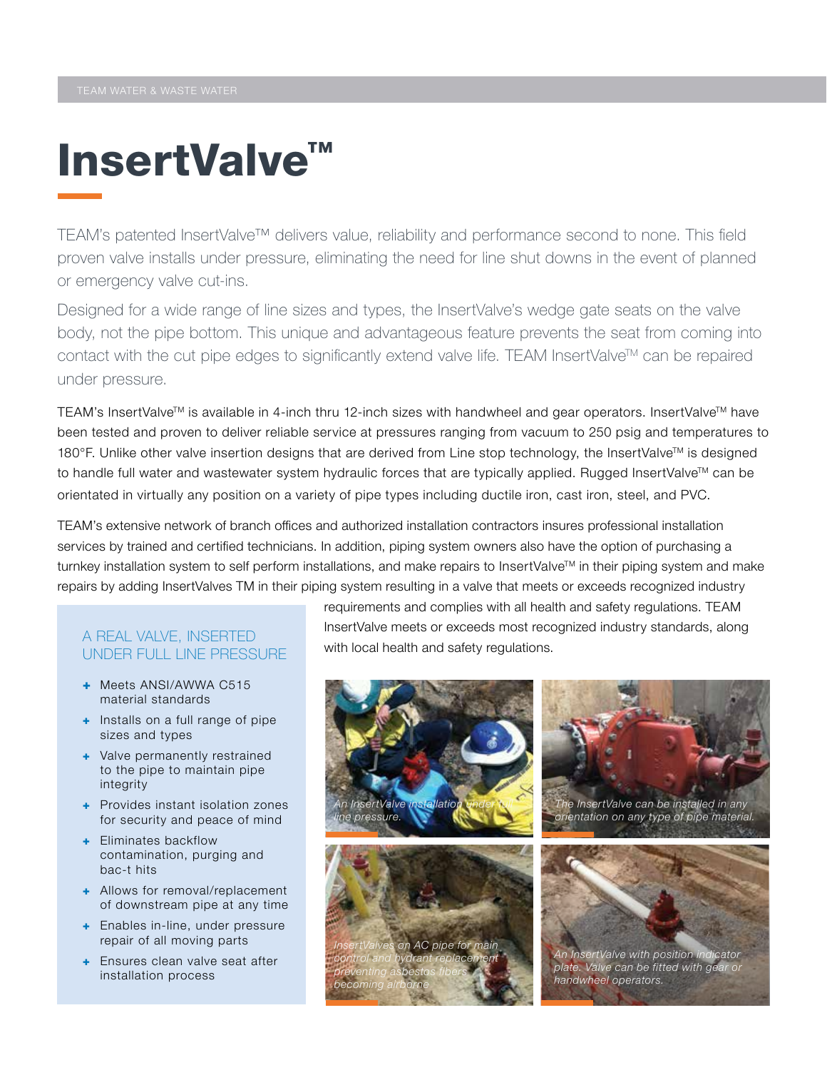// InsertValve™

TEAM's patented InsertValve™ delivers value, reliability and performance second to none. This field proven valve installs under pressure, eliminating the need for line shut downs in the event of planned or emergency valve cut-ins.

Designed for a wide range of line sizes and types, the InsertValve's wedge gate seats on the valve body, not the pipe bottom. This unique and advantageous feature prevents the seat from coming into contact with the cut pipe edges to significantly extend valve life. TEAM InsertValve™ can be repaired under pressure.

TEAM's InsertValve™ is available in 4-inch thru 12-inch sizes with handwheel and gear operators. InsertValve™ have been tested and proven to deliver reliable service at pressures ranging from vacuum to 250 psig and temperatures to 180°F. Unlike other valve insertion designs that are derived from Line stop technology, the InsertValve™ is designed to handle full water and wastewater system hydraulic forces that are typically applied. Rugged InsertValve™ can be orientated in virtually any position on a variety of pipe types including ductile iron, cast iron, steel, and PVC.

TEAM's extensive network of branch offices and authorized installation contractors insures professional installation services by trained and certified technicians. In addition, piping system owners also have the option of purchasing a turnkey installation system to self perform installations, and make repairs to InsertValve™ in their piping system and make repairs by adding InsertValves TM in their piping system resulting in a valve that meets or exceeds recognized industry requirements and complies with all health and safety regulations. TEAM InsertValve meets or exceeds most recognized industry standards, along with local health and safety regulations.

## A REAL VALVE, INSERTED UNDER FULL LINE PRESSURE

- Meets ANSI/AWWA C515 material standards
- Installs on a full range of pipe sizes and types
- Valve permanently restrained to the pipe to maintain pipe integrity
- Provides instant isolation zones for security and peace of mind
- Eliminates backflow contamination, purging and bac-t hits
- Allows for removal/replacement of downstream pipe at any time
- Enables in-line, under pressure repair of all moving parts
- Ensures clean valve seat after installation process

*An InsertValve installation under full line pressure.*

*The InsertValve can be installed in any orientation on any type of pipe material.*

*InsertValves on AC pipe for main control and hydrant replacement preventing asbestos fibers becoming airborne*

*An InsertValve with position indicator plate. Valve can be fitted with gear or handwheel operators.*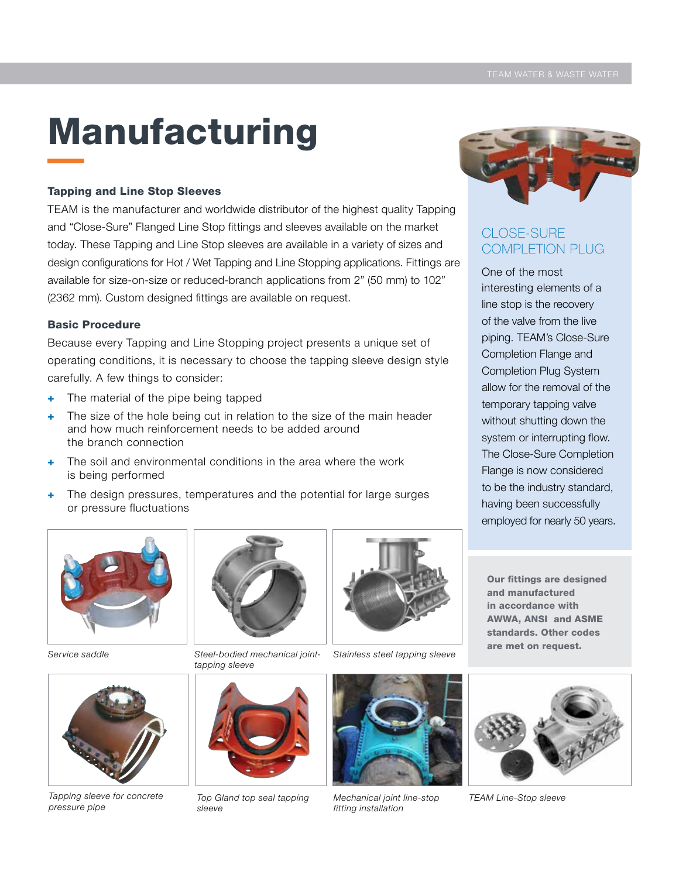# Manufacturing

### Tapping and Line Stop Sleeves

TEAM is the manufacturer and worldwide distributor of the highest quality Tapping and "Close-Sure" Flanged Line Stop fittings and sleeves available on the market today. These Tapping and Line Stop sleeves are available in a variety of sizes and design configurations for Hot / Wet Tapping and Line Stopping applications. Fittings are available for size-on-size or reduced-branch applications from 2" (50 mm) to 102" (2362 mm). Custom designed fittings are available on request.

### Basic Procedure

Because every Tapping and Line Stopping project presents a unique set of operating conditions, it is necessary to choose the tapping sleeve design style carefully. A few things to consider:

- The material of the pipe being tapped
- The size of the hole being cut in relation to the size of the main header and how much reinforcement needs to be added around the branch connection
- The soil and environmental conditions in the area where the work is being performed
- The design pressures, temperatures and the potential for large surges or pressure fluctuations

## CLOSE-SURE COMPLETION PLUG

One of the most interesting elements of a line stop is the recovery of the valve from the live piping. TEAM's Close-Sure Completion Flange and Completion Plug System allow for the removal of the temporary tapping valve without shutting down the system or interrupting flow. The Close-Sure Completion Flange is now considered to be the industry standard, having been successfully employed for nearly 50 years.

**Our fittings are designed and manufactured in accordance with AWWA, ANSI and ASME standards. Other codes are met on request.**

*Service saddle*

*Steel-bodied mechanical joint-tapping sleeve*

*Stainless steel tapping sleeve*

*Tapping sleeve for concrete pressure pipe*

*Top Gland top seal tapping sleeve*

*Mechanical joint line-stop fitting installation*

*TEAM Line-Stop sleeve*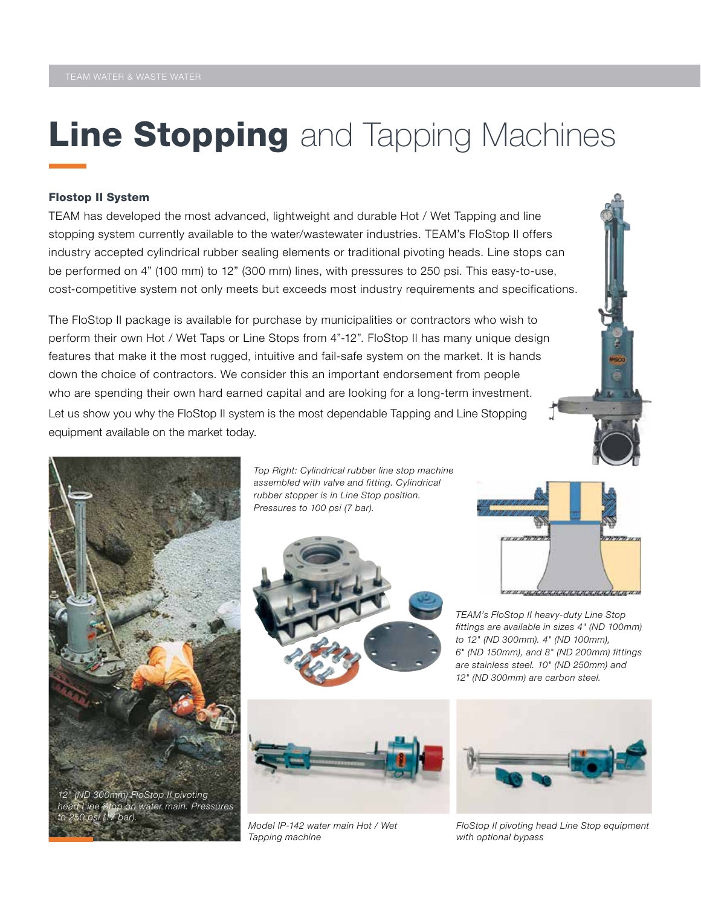# **Line Stopping** and Tapping Machines

### Flostop II System

TEAM has developed the most advanced, lightweight and durable Hot / Wet Tapping and line stopping system currently available to the water/wastewater industries. TEAM's FloStop II offers industry accepted cylindrical rubber sealing elements or traditional pivoting heads. Line stops can be performed on 4" (100 mm) to 12" (300 mm) lines, with pressures to 250 psi. This easy-to-use, cost-competitive system not only meets but exceeds most industry requirements and specifications.

The FloStop II package is available for purchase by municipalities or contractors who wish to perform their own Hot / Wet Taps or Line Stops from 4"-12". FloStop II has many unique design features that make it the most rugged, intuitive and fail-safe system on the market. It is hands down the choice of contractors. We consider this an important endorsement from people who are spending their own hard earned capital and are looking for a long-term investment. Let us show you why the FloStop II system is the most dependable Tapping and Line Stopping equipment available on the market today.

*12" (ND 300mm) FloStop II pivoting head Line Stop on water main. Pressures to 250 psi (17 bar).*

*Top Right: Cylindrical rubber line stop machine assembled with valve and fitting. Cylindrical rubber stopper is in Line Stop position. Pressures to 100 psi (7 bar).*

*TEAM's FloStop II heavy-duty Line Stop fittings are available in sizes 4" (ND 100mm) to 12" (ND 300mm). 4" (ND 100mm), 6" (ND 150mm), and 8" (ND 200mm) fittings are stainless steel. 10" (ND 250mm) and 12" (ND 300mm) are carbon steel.*

*Model IP-142 water main Hot / Wet Tapping machine*

*FloStop II pivoting head Line Stop equipment with optional bypass*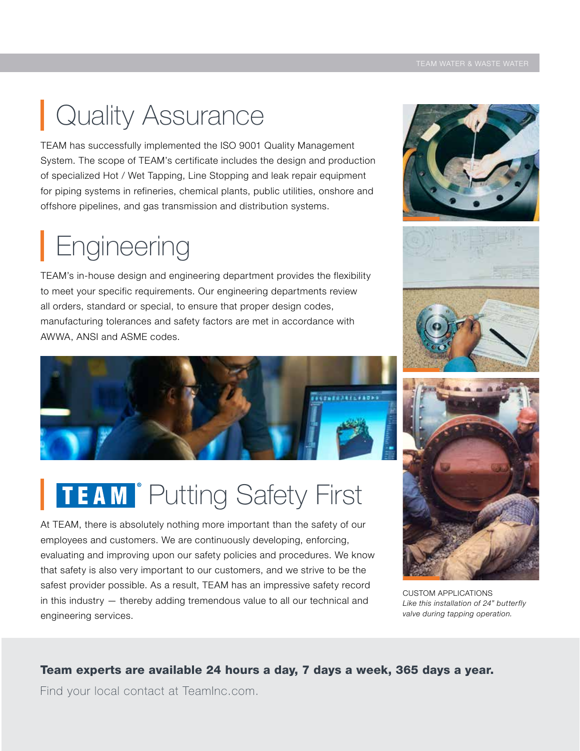# Quality Assurance

TEAM has successfully implemented the ISO 9001 Quality Management System. The scope of TEAM's certificate includes the design and production of specialized Hot / Wet Tapping, Line Stopping and leak repair equipment for piping systems in refineries, chemical plants, public utilities, onshore and offshore pipelines, and gas transmission and distribution systems.

# Engineering

TEAM's in-house design and engineering department provides the flexibility to meet your specific requirements. Our engineering departments review all orders, standard or special, to ensure that proper design codes, manufacturing tolerances and safety factors are met in accordance with AWWA, ANSI and ASME codes.

# TEAM® Putting Safety First

At TEAM, there is absolutely nothing more important than the safety of our employees and customers. We are continuously developing, enforcing, evaluating and improving upon our safety policies and procedures. We know that safety is also very important to our customers, and we strive to be the safest provider possible. As a result, TEAM has an impressive safety record in this industry — thereby adding tremendous value to all our technical and engineering services.

CUSTOM APPLICATIONS
*Like this installation of 24" butterfly valve during tapping operation.*

**Team experts are available 24 hours a day, 7 days a week, 365 days a year.**

Find your local contact at TeamInc.com.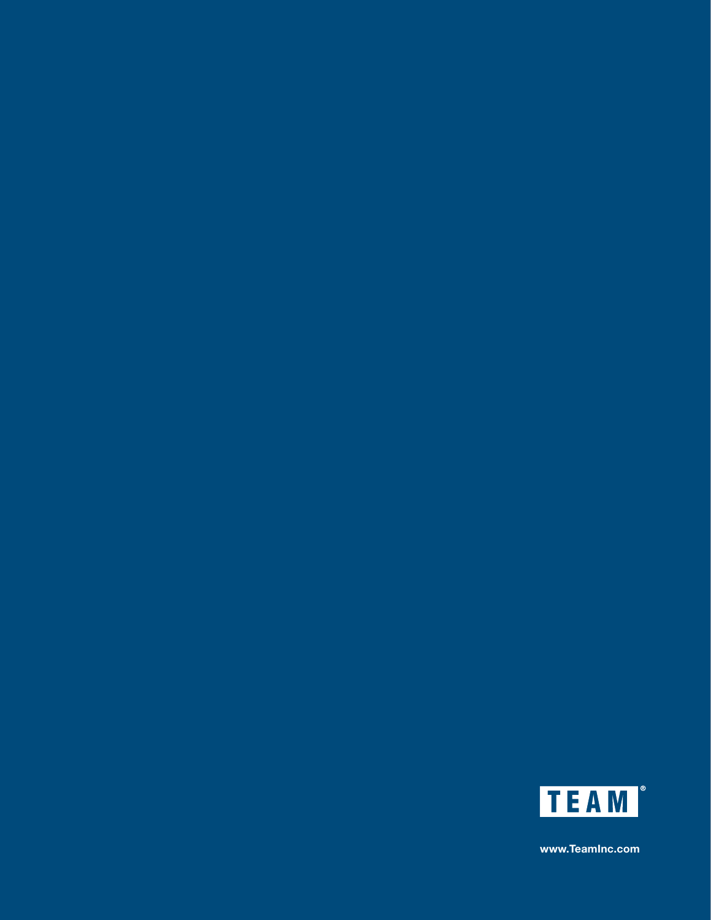TEAM®

www.TeamInc.com